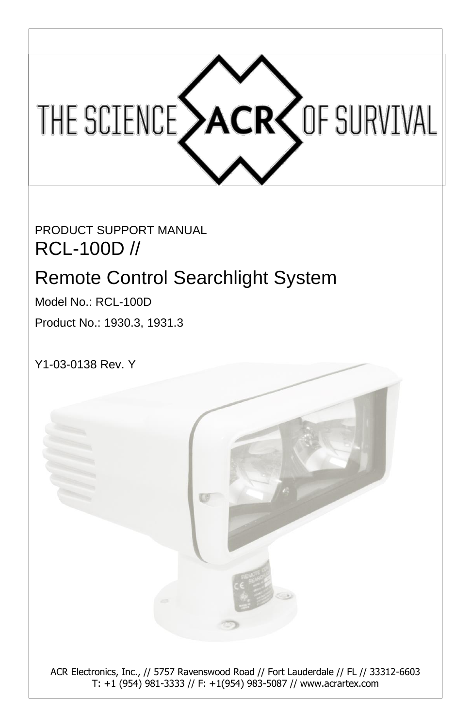THE SCIENCE ACR OF SURVIVAL

PRODUCT SUPPORT MANUAL

# RCL-100D //

# Remote Control Searchlight System

Model No.: RCL-100D

Product No.: 1930.3, 1931.3

Y1-03-0138 Rev. Y

ACR Electronics, Inc., // 5757 Ravenswood Road // Fort Lauderdale // FL // 33312-6603
T: +1 (954) 981-3333 // F: +1(954) 983-5087 // www.acrartex.com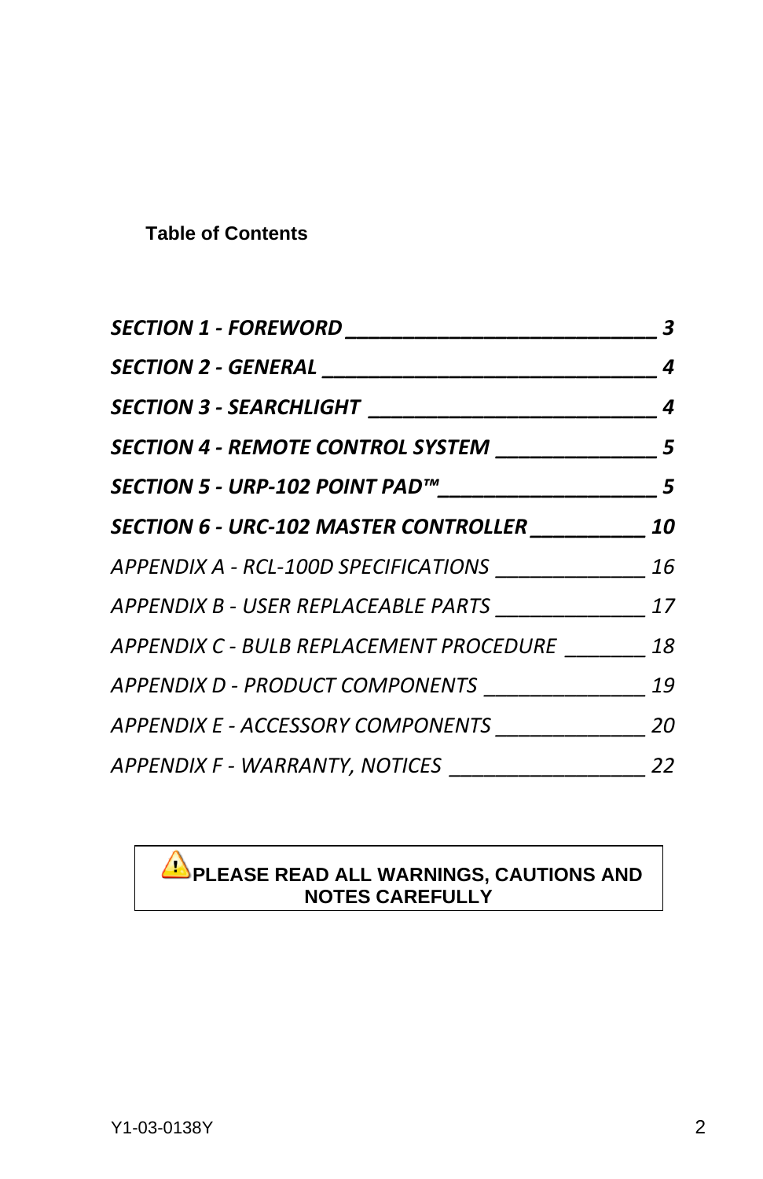**Table of Contents**

***SECTION 1 - FOREWORD ____________________________ 3***

***SECTION 2 - GENERAL ______________________________ 4***

***SECTION 3 - SEARCHLIGHT __________________________ 4***

***SECTION 4 - REMOTE CONTROL SYSTEM ______________ 5***

***SECTION 5 - URP-102 POINT PAD™___________________ 5***

***SECTION 6 - URC-102 MASTER CONTROLLER __________ 10***

*APPENDIX A - RCL-100D SPECIFICATIONS _____________ 16*

*APPENDIX B - USER REPLACEABLE PARTS _____________ 17*

*APPENDIX C - BULB REPLACEMENT PROCEDURE _______ 18*

*APPENDIX D - PRODUCT COMPONENTS ______________ 19*

*APPENDIX E - ACCESSORY COMPONENTS _____________ 20*

*APPENDIX F - WARRANTY, NOTICES _________________ 22*

**⚠ PLEASE READ ALL WARNINGS, CAUTIONS AND NOTES CAREFULLY**

Y1-03-0138Y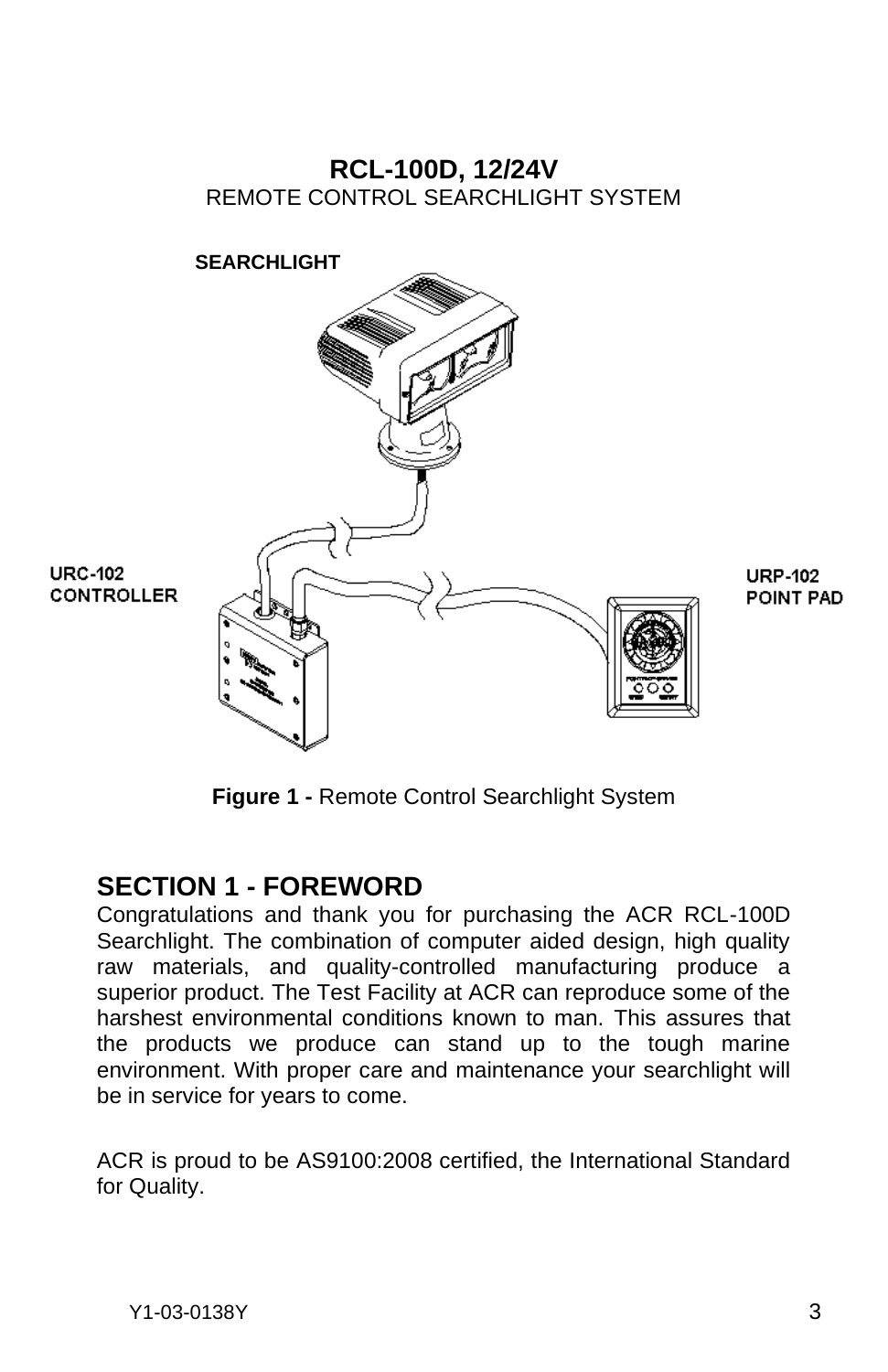**RCL-100D, 12/24V**
REMOTE CONTROL SEARCHLIGHT SYSTEM

SEARCHLIGHT

URC-102 CONTROLLER

URP-102 POINT PAD

**Figure 1 -** Remote Control Searchlight System

## SECTION 1 - FOREWORD

Congratulations and thank you for purchasing the ACR RCL-100D Searchlight. The combination of computer aided design, high quality raw materials, and quality-controlled manufacturing produce a superior product. The Test Facility at ACR can reproduce some of the harshest environmental conditions known to man. This assures that the products we produce can stand up to the tough marine environment. With proper care and maintenance your searchlight will be in service for years to come.

ACR is proud to be AS9100:2008 certified, the International Standard for Quality.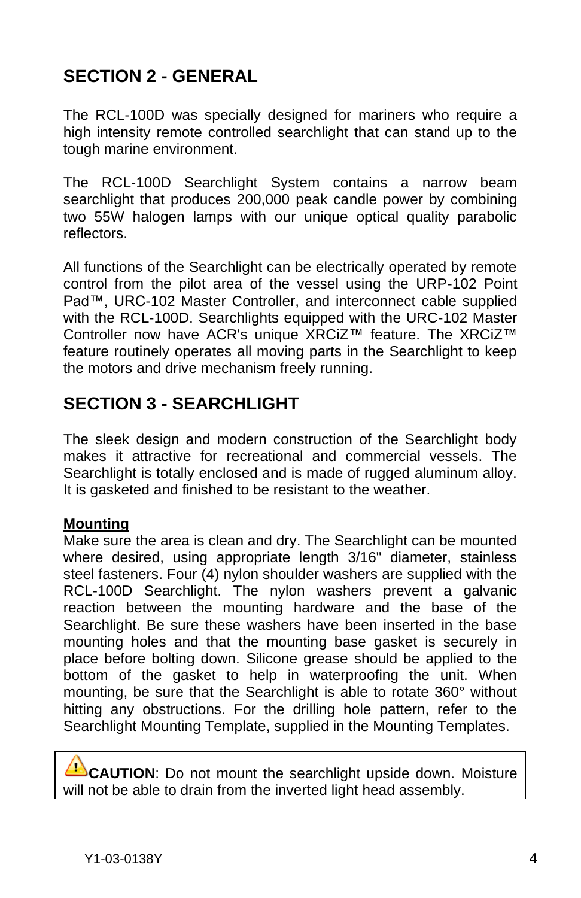# SECTION 2 - GENERAL

The RCL-100D was specially designed for mariners who require a high intensity remote controlled searchlight that can stand up to the tough marine environment.

The RCL-100D Searchlight System contains a narrow beam searchlight that produces 200,000 peak candle power by combining two 55W halogen lamps with our unique optical quality parabolic reflectors.

All functions of the Searchlight can be electrically operated by remote control from the pilot area of the vessel using the URP-102 Point Pad™, URC-102 Master Controller, and interconnect cable supplied with the RCL-100D. Searchlights equipped with the URC-102 Master Controller now have ACR's unique XRCiZ™ feature. The XRCiZ™ feature routinely operates all moving parts in the Searchlight to keep the motors and drive mechanism freely running.

# SECTION 3 - SEARCHLIGHT

The sleek design and modern construction of the Searchlight body makes it attractive for recreational and commercial vessels. The Searchlight is totally enclosed and is made of rugged aluminum alloy. It is gasketed and finished to be resistant to the weather.

**Mounting**

Make sure the area is clean and dry. The Searchlight can be mounted where desired, using appropriate length 3/16" diameter, stainless steel fasteners. Four (4) nylon shoulder washers are supplied with the RCL-100D Searchlight. The nylon washers prevent a galvanic reaction between the mounting hardware and the base of the Searchlight. Be sure these washers have been inserted in the base mounting holes and that the mounting base gasket is securely in place before bolting down. Silicone grease should be applied to the bottom of the gasket to help in waterproofing the unit. When mounting, be sure that the Searchlight is able to rotate 360° without hitting any obstructions. For the drilling hole pattern, refer to the Searchlight Mounting Template, supplied in the Mounting Templates.

⚠ **CAUTION**: Do not mount the searchlight upside down. Moisture will not be able to drain from the inverted light head assembly.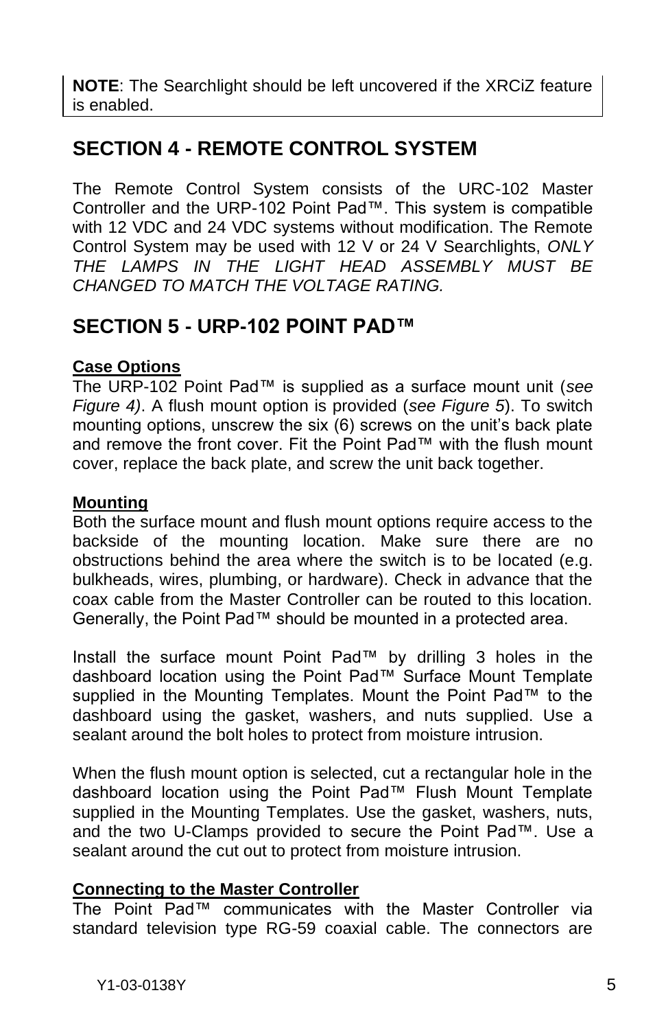**NOTE**: The Searchlight should be left uncovered if the XRCiZ feature is enabled.

## SECTION 4 - REMOTE CONTROL SYSTEM

The Remote Control System consists of the URC-102 Master Controller and the URP-102 Point Pad™. This system is compatible with 12 VDC and 24 VDC systems without modification. The Remote Control System may be used with 12 V or 24 V Searchlights, *ONLY THE LAMPS IN THE LIGHT HEAD ASSEMBLY MUST BE CHANGED TO MATCH THE VOLTAGE RATING.*

## SECTION 5 - URP-102 POINT PAD™

**Case Options**

The URP-102 Point Pad™ is supplied as a surface mount unit (*see Figure 4)*. A flush mount option is provided (*see Figure 5*). To switch mounting options, unscrew the six (6) screws on the unit's back plate and remove the front cover. Fit the Point Pad™ with the flush mount cover, replace the back plate, and screw the unit back together.

**Mounting**

Both the surface mount and flush mount options require access to the backside of the mounting location. Make sure there are no obstructions behind the area where the switch is to be located (e.g. bulkheads, wires, plumbing, or hardware). Check in advance that the coax cable from the Master Controller can be routed to this location. Generally, the Point Pad™ should be mounted in a protected area.

Install the surface mount Point Pad™ by drilling 3 holes in the dashboard location using the Point Pad™ Surface Mount Template supplied in the Mounting Templates. Mount the Point Pad™ to the dashboard using the gasket, washers, and nuts supplied. Use a sealant around the bolt holes to protect from moisture intrusion.

When the flush mount option is selected, cut a rectangular hole in the dashboard location using the Point Pad™ Flush Mount Template supplied in the Mounting Templates. Use the gasket, washers, nuts, and the two U-Clamps provided to secure the Point Pad™. Use a sealant around the cut out to protect from moisture intrusion.

**Connecting to the Master Controller**

The Point Pad™ communicates with the Master Controller via standard television type RG-59 coaxial cable. The connectors are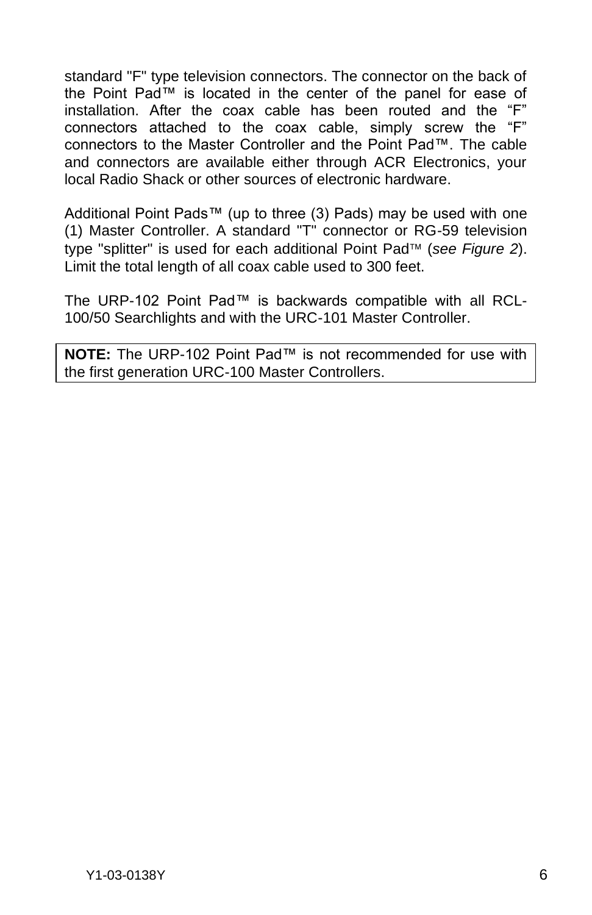standard "F" type television connectors. The connector on the back of the Point Pad™ is located in the center of the panel for ease of installation. After the coax cable has been routed and the “F” connectors attached to the coax cable, simply screw the “F” connectors to the Master Controller and the Point Pad™. The cable and connectors are available either through ACR Electronics, your local Radio Shack or other sources of electronic hardware.

Additional Point Pads™ (up to three (3) Pads) may be used with one (1) Master Controller. A standard "T" connector or RG-59 television type "splitter" is used for each additional Point Pad™ (*see Figure 2*). Limit the total length of all coax cable used to 300 feet.

The URP-102 Point Pad™ is backwards compatible with all RCL-100/50 Searchlights and with the URC-101 Master Controller.

**NOTE:** The URP-102 Point Pad™ is not recommended for use with the first generation URC-100 Master Controllers.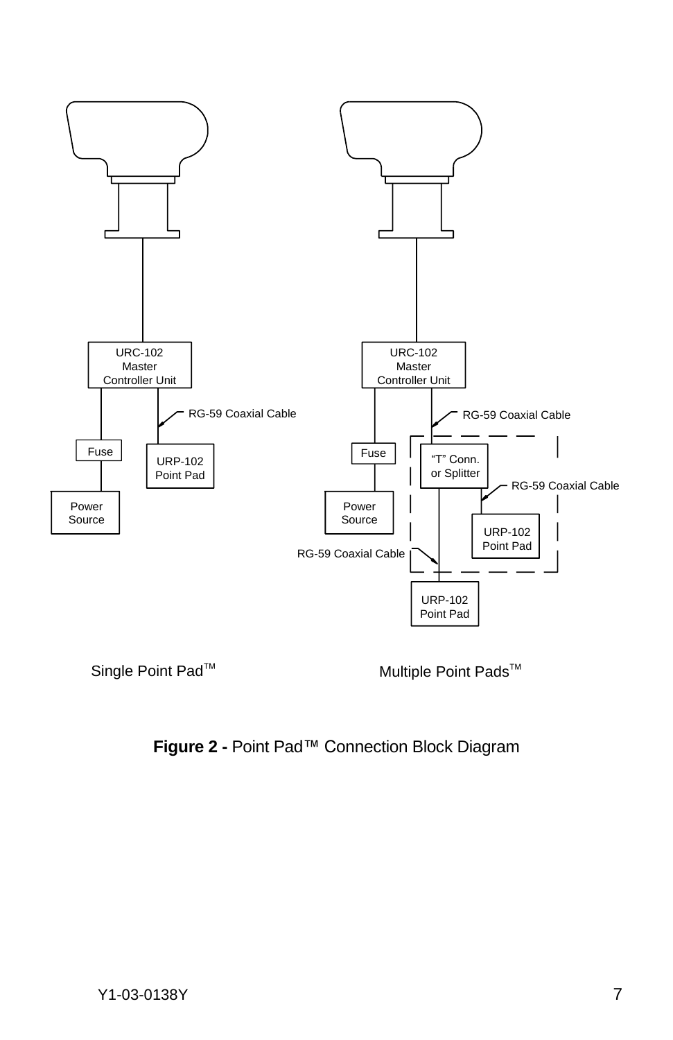URC-102 Master Controller Unit

Fuse

Power Source

RG-59 Coaxial Cable

URP-102 Point Pad

Single Point Pad™

URC-102 Master Controller Unit

Fuse

Power Source

RG-59 Coaxial Cable

"T" Conn. or Splitter

RG-59 Coaxial Cable

URP-102 Point Pad

RG-59 Coaxial Cable

URP-102 Point Pad

Multiple Point Pads™

**Figure 2 -** Point Pad™ Connection Block Diagram

Y1-03-0138Y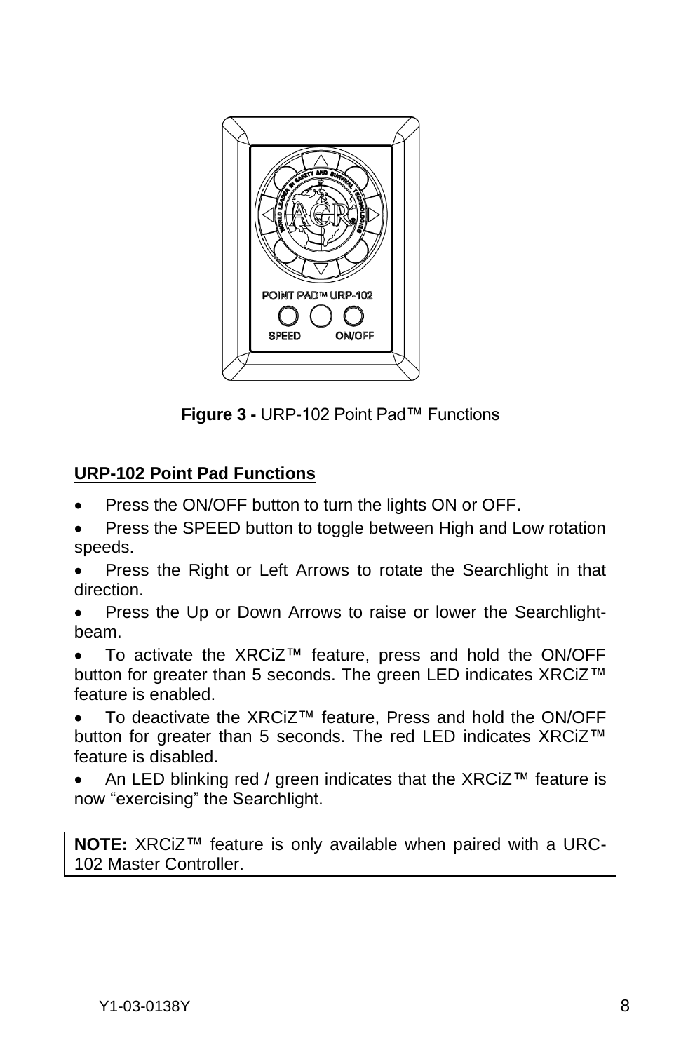**Figure 3 -** URP-102 Point Pad™ Functions

## URP-102 Point Pad Functions

- Press the ON/OFF button to turn the lights ON or OFF.
- Press the SPEED button to toggle between High and Low rotation speeds.
- Press the Right or Left Arrows to rotate the Searchlight in that direction.
- Press the Up or Down Arrows to raise or lower the Searchlight-beam.
- To activate the XRCiZ™ feature, press and hold the ON/OFF button for greater than 5 seconds. The green LED indicates XRCiZ™ feature is enabled.
- To deactivate the XRCiZ™ feature, Press and hold the ON/OFF button for greater than 5 seconds. The red LED indicates XRCiZ™ feature is disabled.
- An LED blinking red / green indicates that the XRCiZ™ feature is now "exercising" the Searchlight.

**NOTE:** XRCiZ™ feature is only available when paired with a URC-102 Master Controller.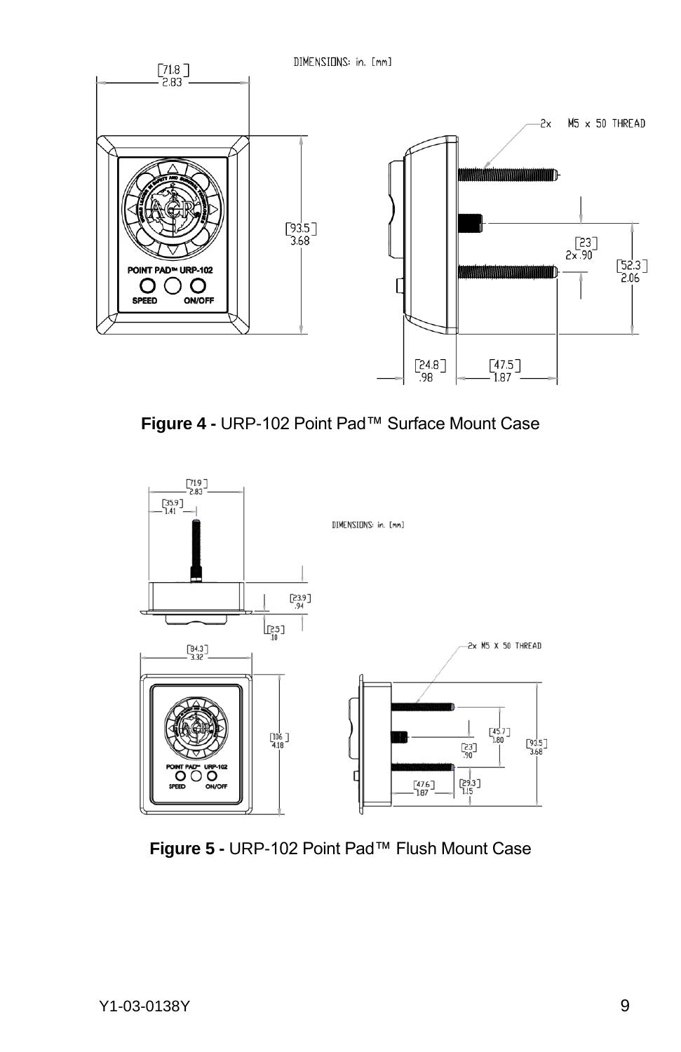**Figure 4 -** URP-102 Point Pad™ Surface Mount Case

**Figure 5 -** URP-102 Point Pad™ Flush Mount Case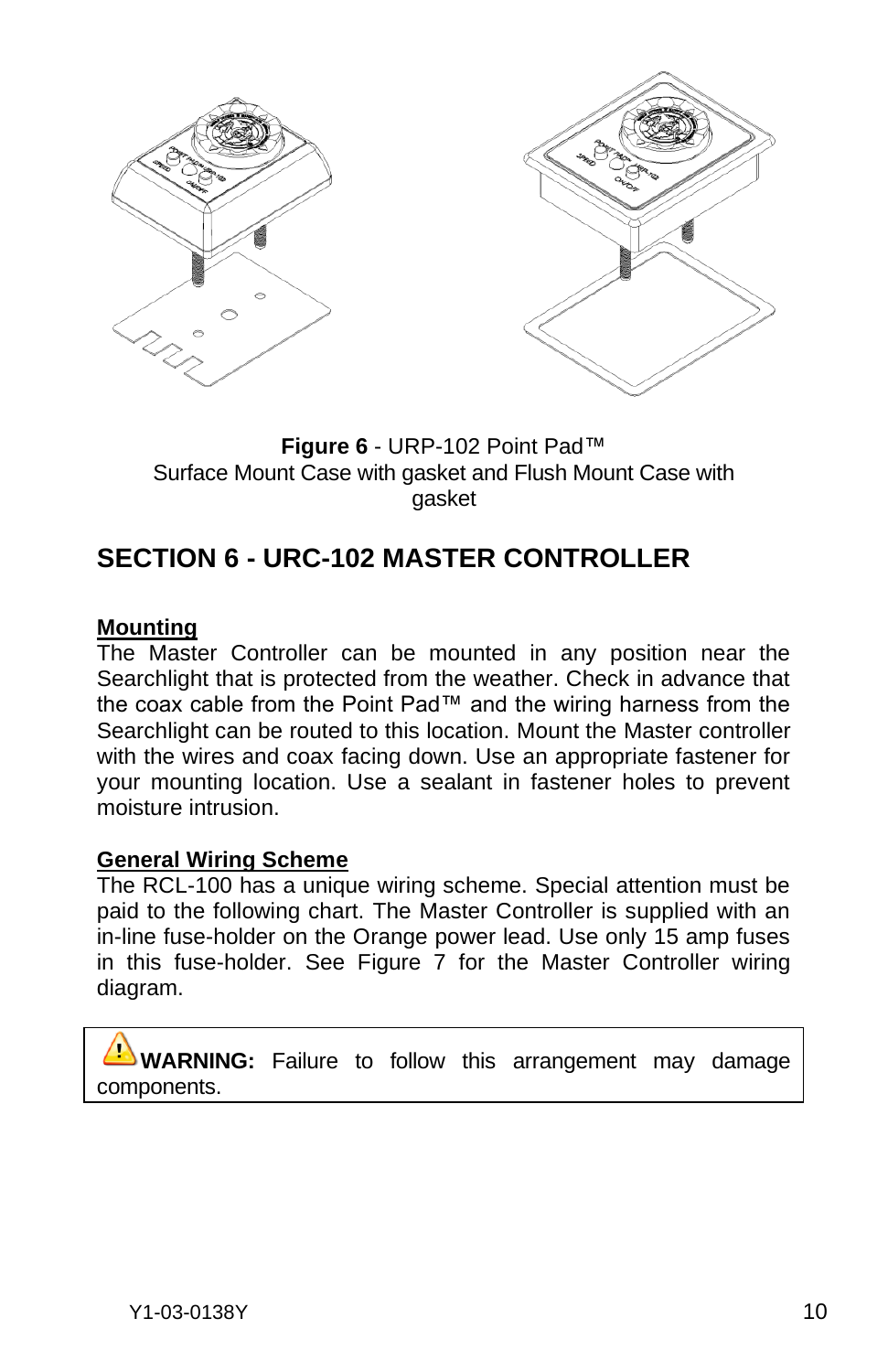**Figure 6** - URP-102 Point Pad™
Surface Mount Case with gasket and Flush Mount Case with gasket

## SECTION 6 - URC-102 MASTER CONTROLLER

**Mounting**

The Master Controller can be mounted in any position near the Searchlight that is protected from the weather. Check in advance that the coax cable from the Point Pad™ and the wiring harness from the Searchlight can be routed to this location. Mount the Master controller with the wires and coax facing down. Use an appropriate fastener for your mounting location. Use a sealant in fastener holes to prevent moisture intrusion.

**General Wiring Scheme**

The RCL-100 has a unique wiring scheme. Special attention must be paid to the following chart. The Master Controller is supplied with an in-line fuse-holder on the Orange power lead. Use only 15 amp fuses in this fuse-holder. See Figure 7 for the Master Controller wiring diagram.

> **WARNING:** Failure to follow this arrangement may damage components.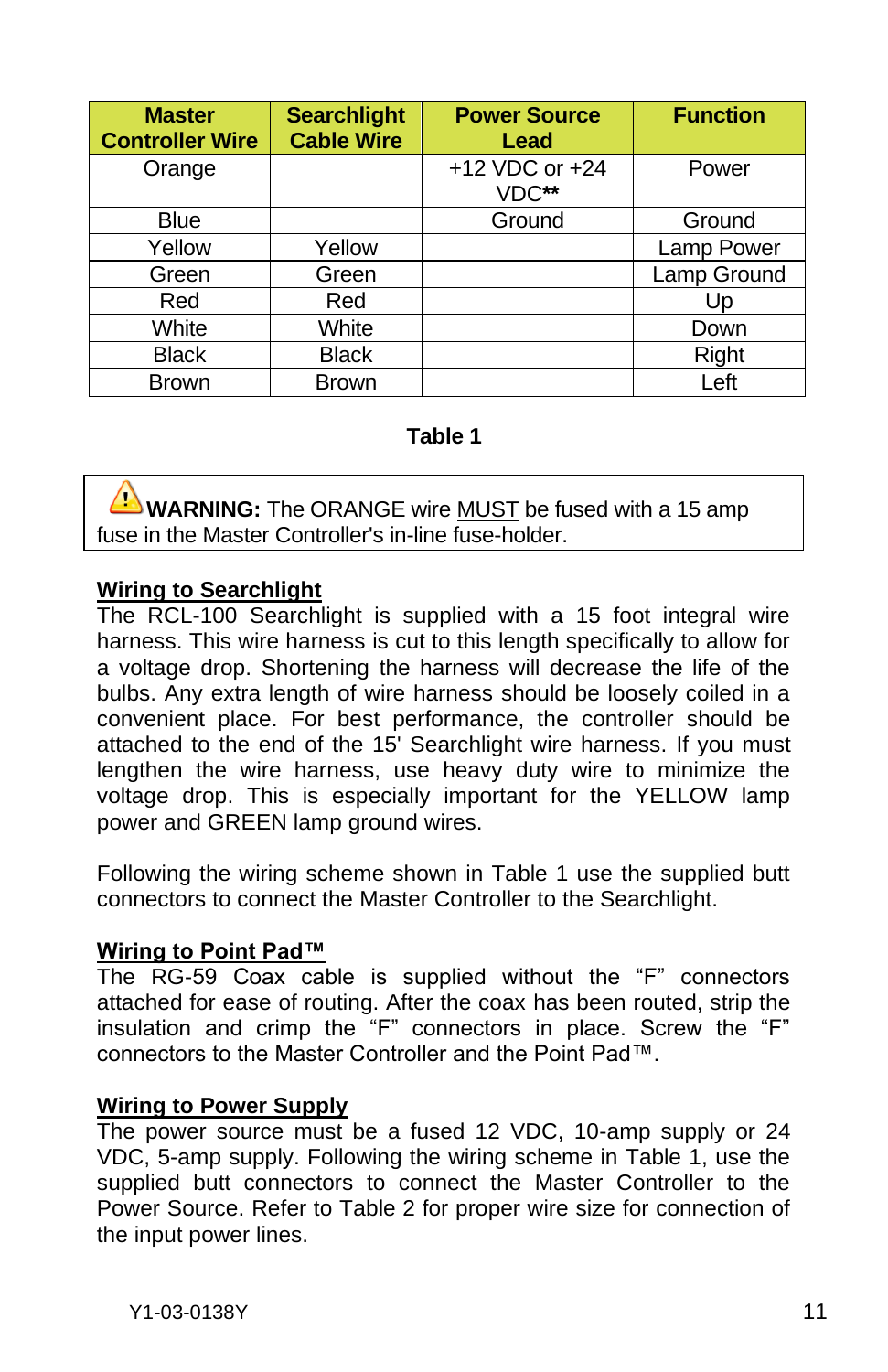| Master Controller Wire | Searchlight Cable Wire | Power Source Lead | Function |
|---|---|---|---|
| Orange | | +12 VDC or +24 VDC** | Power |
| Blue | | Ground | Ground |
| Yellow | Yellow | | Lamp Power |
| Green | Green | | Lamp Ground |
| Red | Red | | Up |
| White | White | | Down |
| Black | Black | | Right |
| Brown | Brown | | Left |

**Table 1**

⚠ **WARNING:** The ORANGE wire MUST be fused with a 15 amp fuse in the Master Controller's in-line fuse-holder.

## Wiring to Searchlight

The RCL-100 Searchlight is supplied with a 15 foot integral wire harness. This wire harness is cut to this length specifically to allow for a voltage drop. Shortening the harness will decrease the life of the bulbs. Any extra length of wire harness should be loosely coiled in a convenient place. For best performance, the controller should be attached to the end of the 15' Searchlight wire harness. If you must lengthen the wire harness, use heavy duty wire to minimize the voltage drop. This is especially important for the YELLOW lamp power and GREEN lamp ground wires.

Following the wiring scheme shown in Table 1 use the supplied butt connectors to connect the Master Controller to the Searchlight.

## Wiring to Point Pad™

The RG-59 Coax cable is supplied without the "F" connectors attached for ease of routing. After the coax has been routed, strip the insulation and crimp the "F" connectors in place. Screw the "F" connectors to the Master Controller and the Point Pad™.

## Wiring to Power Supply

The power source must be a fused 12 VDC, 10-amp supply or 24 VDC, 5-amp supply. Following the wiring scheme in Table 1, use the supplied butt connectors to connect the Master Controller to the Power Source. Refer to Table 2 for proper wire size for connection of the input power lines.

Y1-03-0138Y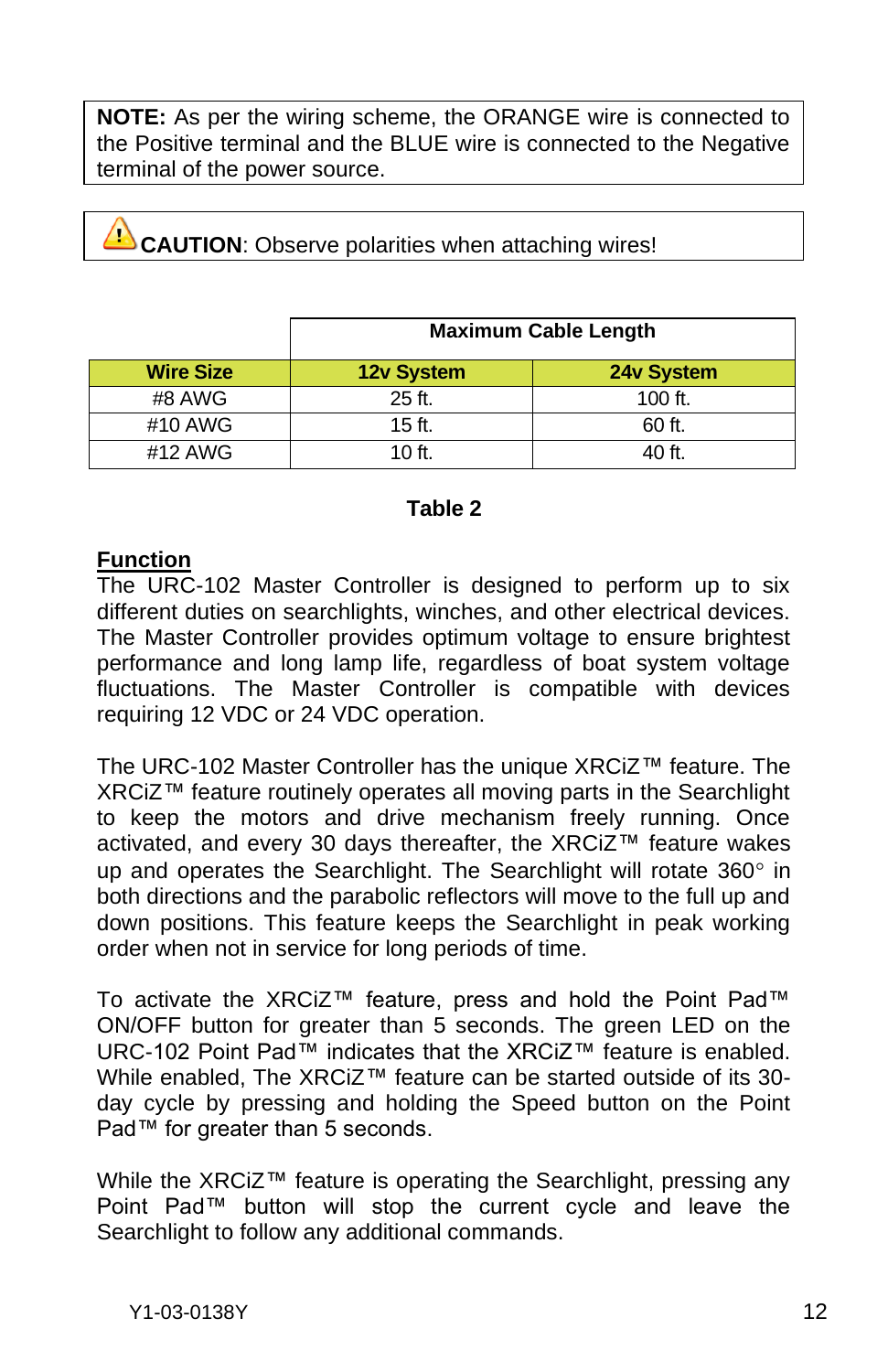**NOTE:** As per the wiring scheme, the ORANGE wire is connected to the Positive terminal and the BLUE wire is connected to the Negative terminal of the power source.

⚠ **CAUTION**: Observe polarities when attaching wires!

| | Maximum Cable Length | |
|---|---|---|
| **Wire Size** | **12v System** | **24v System** |
| #8 AWG | 25 ft. | 100 ft. |
| #10 AWG | 15 ft. | 60 ft. |
| #12 AWG | 10 ft. | 40 ft. |

**Table 2**

## Function

The URC-102 Master Controller is designed to perform up to six different duties on searchlights, winches, and other electrical devices. The Master Controller provides optimum voltage to ensure brightest performance and long lamp life, regardless of boat system voltage fluctuations. The Master Controller is compatible with devices requiring 12 VDC or 24 VDC operation.

The URC-102 Master Controller has the unique XRCiZ™ feature. The XRCiZ™ feature routinely operates all moving parts in the Searchlight to keep the motors and drive mechanism freely running. Once activated, and every 30 days thereafter, the XRCiZ™ feature wakes up and operates the Searchlight. The Searchlight will rotate 360° in both directions and the parabolic reflectors will move to the full up and down positions. This feature keeps the Searchlight in peak working order when not in service for long periods of time.

To activate the XRCiZ™ feature, press and hold the Point Pad™ ON/OFF button for greater than 5 seconds. The green LED on the URC-102 Point Pad™ indicates that the XRCiZ™ feature is enabled. While enabled, The XRCiZ™ feature can be started outside of its 30-day cycle by pressing and holding the Speed button on the Point Pad™ for greater than 5 seconds.

While the XRCiZ™ feature is operating the Searchlight, pressing any Point Pad™ button will stop the current cycle and leave the Searchlight to follow any additional commands.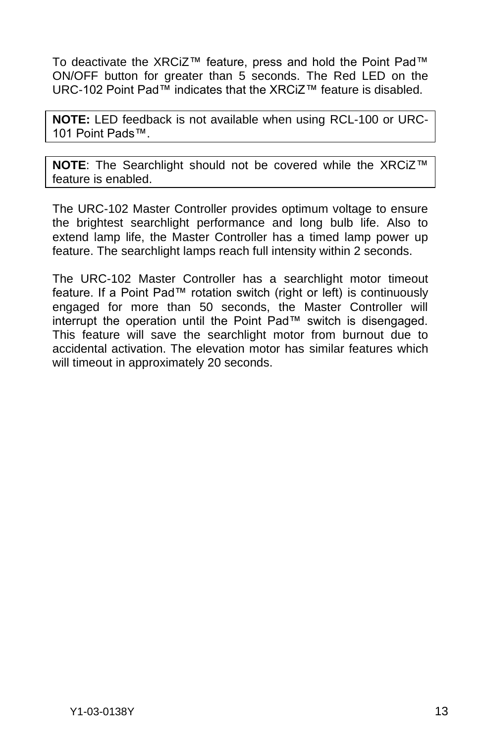To deactivate the XRCiZ™ feature, press and hold the Point Pad™ ON/OFF button for greater than 5 seconds. The Red LED on the URC-102 Point Pad™ indicates that the XRCiZ™ feature is disabled.

> **NOTE:** LED feedback is not available when using RCL-100 or URC-101 Point Pads™.

> **NOTE**: The Searchlight should not be covered while the XRCiZ™ feature is enabled.

The URC-102 Master Controller provides optimum voltage to ensure the brightest searchlight performance and long bulb life. Also to extend lamp life, the Master Controller has a timed lamp power up feature. The searchlight lamps reach full intensity within 2 seconds.

The URC-102 Master Controller has a searchlight motor timeout feature. If a Point Pad™ rotation switch (right or left) is continuously engaged for more than 50 seconds, the Master Controller will interrupt the operation until the Point Pad™ switch is disengaged. This feature will save the searchlight motor from burnout due to accidental activation. The elevation motor has similar features which will timeout in approximately 20 seconds.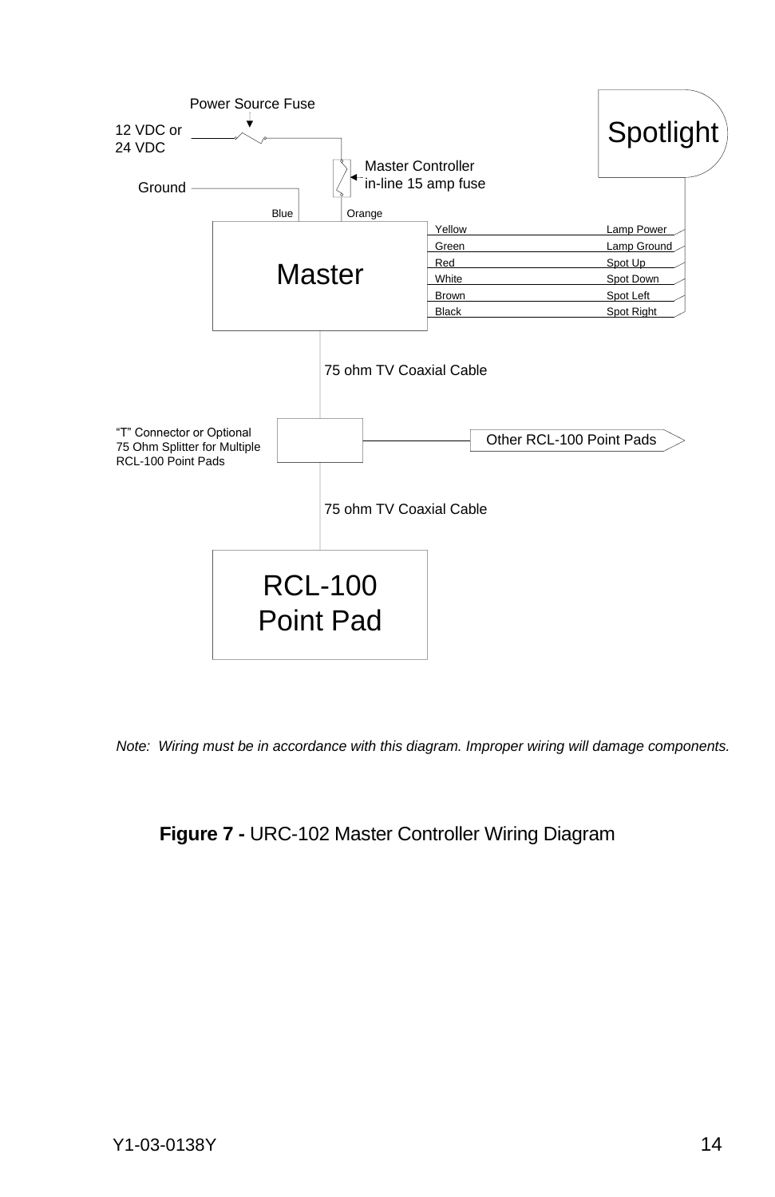Power Source Fuse

12 VDC or 24 VDC

Ground

Master Controller in-line 15 amp fuse

Blue | Orange

Master

| Wire | Connection |
|---|---|
| Yellow | Lamp Power |
| Green | Lamp Ground |
| Red | Spot Up |
| White | Spot Down |
| Brown | Spot Left |
| Black | Spot Right |

Spotlight

75 ohm TV Coaxial Cable

"T" Connector or Optional 75 Ohm Splitter for Multiple RCL-100 Point Pads

Other RCL-100 Point Pads

75 ohm TV Coaxial Cable

RCL-100 Point Pad

*Note: Wiring must be in accordance with this diagram. Improper wiring will damage components.*

**Figure 7 -** URC-102 Master Controller Wiring Diagram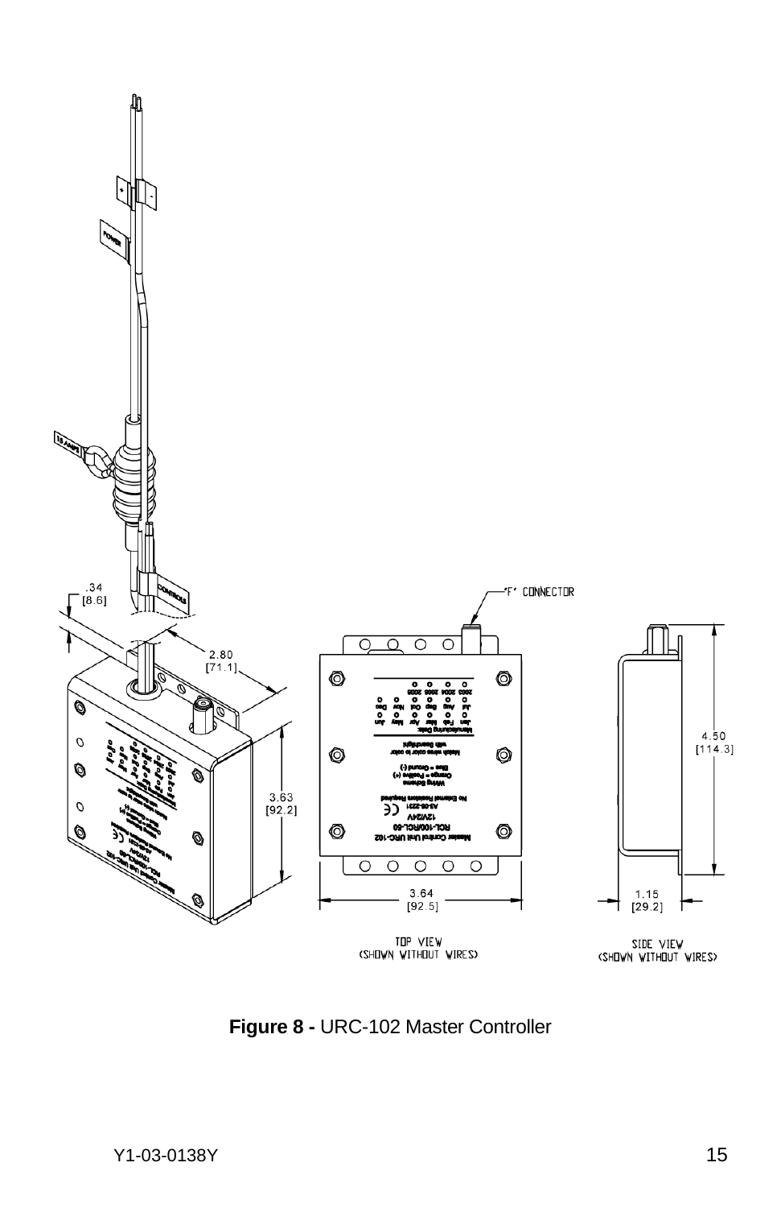**Figure 8 -** URC-102 Master Controller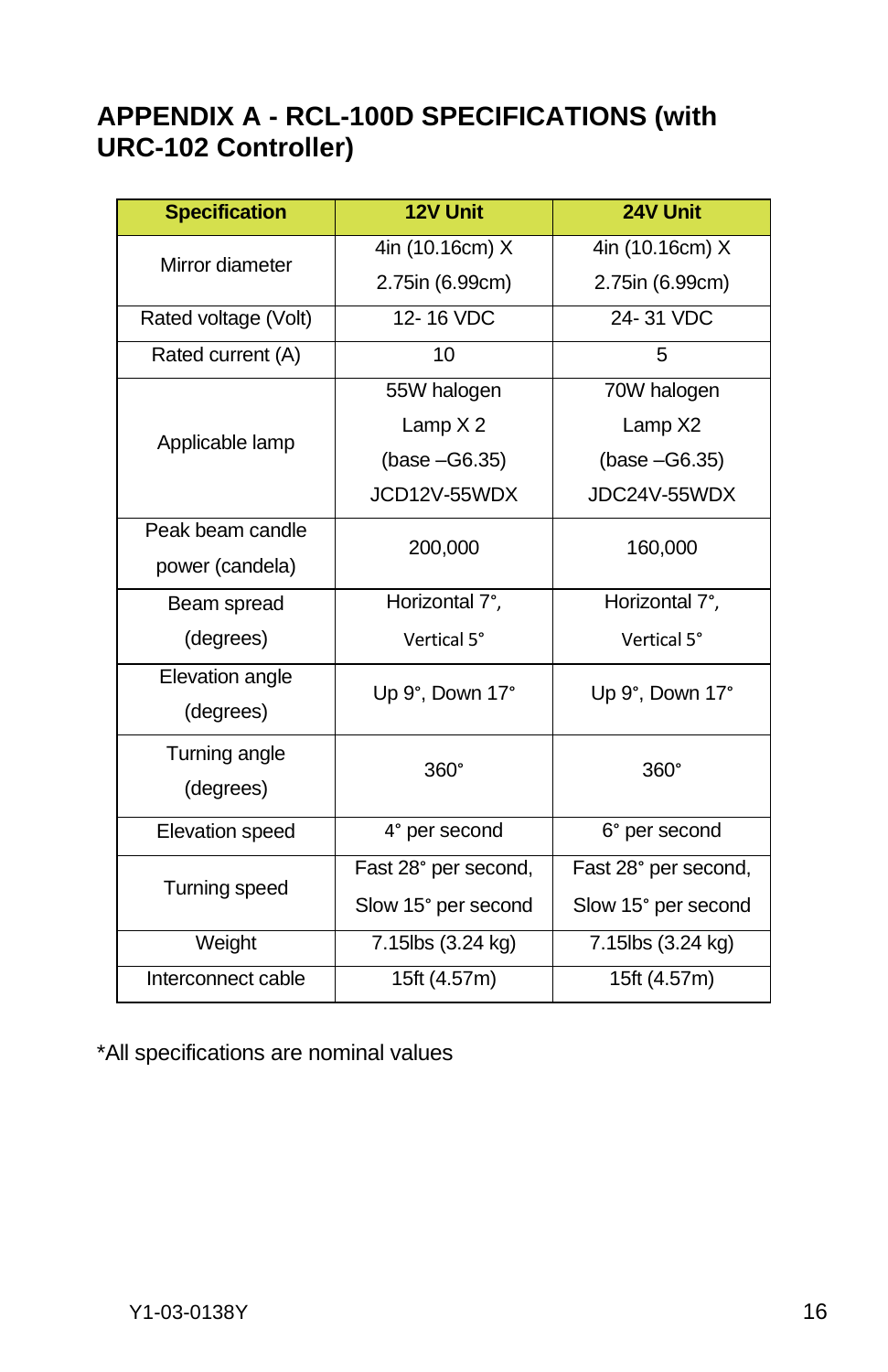# APPENDIX A - RCL-100D SPECIFICATIONS (with URC-102 Controller)

| Specification | 12V Unit | 24V Unit |
|---|---|---|
| Mirror diameter | 4in (10.16cm) X 2.75in (6.99cm) | 4in (10.16cm) X 2.75in (6.99cm) |
| Rated voltage (Volt) | 12- 16 VDC | 24- 31 VDC |
| Rated current (A) | 10 | 5 |
| Applicable lamp | 55W halogen Lamp X 2 (base –G6.35) JCD12V-55WDX | 70W halogen Lamp X2 (base –G6.35) JDC24V-55WDX |
| Peak beam candle power (candela) | 200,000 | 160,000 |
| Beam spread (degrees) | Horizontal 7°, Vertical 5° | Horizontal 7°, Vertical 5° |
| Elevation angle (degrees) | Up 9°, Down 17° | Up 9°, Down 17° |
| Turning angle (degrees) | 360° | 360° |
| Elevation speed | 4° per second | 6° per second |
| Turning speed | Fast 28° per second, Slow 15° per second | Fast 28° per second, Slow 15° per second |
| Weight | 7.15lbs (3.24 kg) | 7.15lbs (3.24 kg) |
| Interconnect cable | 15ft (4.57m) | 15ft (4.57m) |

*All specifications are nominal values

Y1-03-0138Y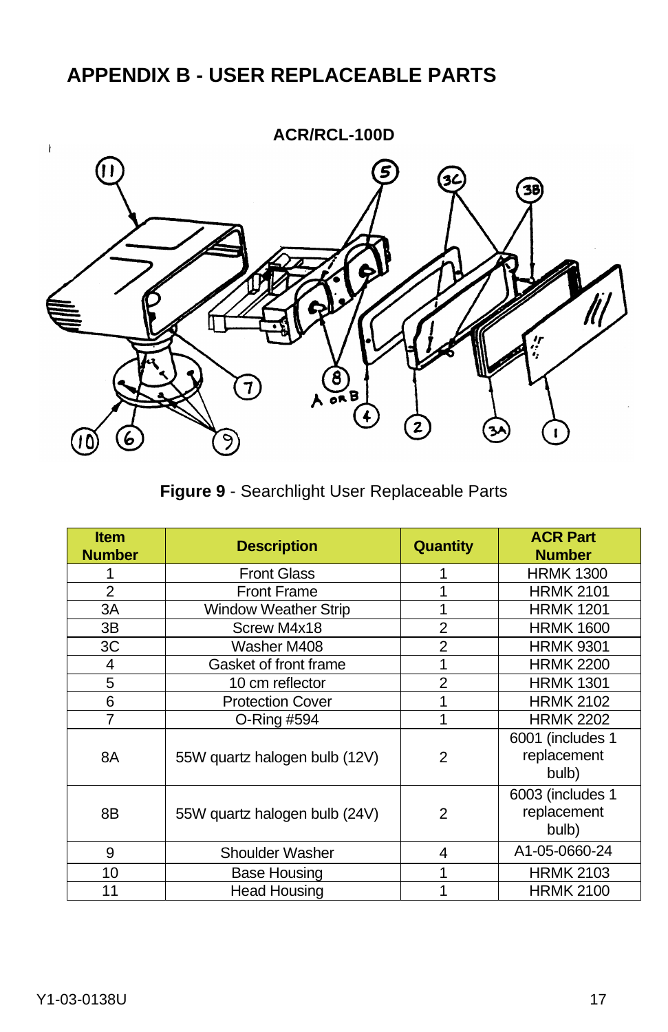# APPENDIX B - USER REPLACEABLE PARTS

ACR/RCL-100D

**Figure 9** - Searchlight User Replaceable Parts

| Item Number | Description | Quantity | ACR Part Number |
|---|---|---|---|
| 1 | Front Glass | 1 | HRMK 1300 |
| 2 | Front Frame | 1 | HRMK 2101 |
| 3A | Window Weather Strip | 1 | HRMK 1201 |
| 3B | Screw M4x18 | 2 | HRMK 1600 |
| 3C | Washer M408 | 2 | HRMK 9301 |
| 4 | Gasket of front frame | 1 | HRMK 2200 |
| 5 | 10 cm reflector | 2 | HRMK 1301 |
| 6 | Protection Cover | 1 | HRMK 2102 |
| 7 | O-Ring #594 | 1 | HRMK 2202 |
| 8A | 55W quartz halogen bulb (12V) | 2 | 6001 (includes 1 replacement bulb) |
| 8B | 55W quartz halogen bulb (24V) | 2 | 6003 (includes 1 replacement bulb) |
| 9 | Shoulder Washer | 4 | A1-05-0660-24 |
| 10 | Base Housing | 1 | HRMK 2103 |
| 11 | Head Housing | 1 | HRMK 2100 |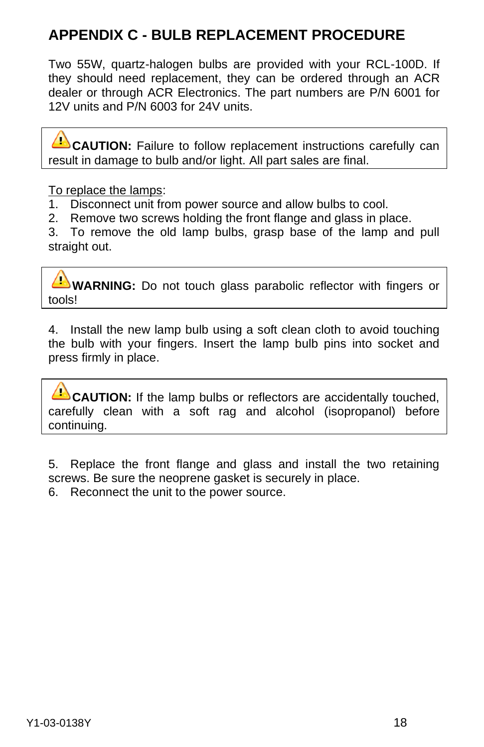# APPENDIX C - BULB REPLACEMENT PROCEDURE

Two 55W, quartz-halogen bulbs are provided with your RCL-100D. If they should need replacement, they can be ordered through an ACR dealer or through ACR Electronics. The part numbers are P/N 6001 for 12V units and P/N 6003 for 24V units.

> ⚠ **CAUTION:** Failure to follow replacement instructions carefully can result in damage to bulb and/or light. All part sales are final.

To replace the lamps:

1. Disconnect unit from power source and allow bulbs to cool.
2. Remove two screws holding the front flange and glass in place.
3. To remove the old lamp bulbs, grasp base of the lamp and pull straight out.

> ⚠ **WARNING:** Do not touch glass parabolic reflector with fingers or tools!

4. Install the new lamp bulb using a soft clean cloth to avoid touching the bulb with your fingers. Insert the lamp bulb pins into socket and press firmly in place.

> ⚠ **CAUTION:** If the lamp bulbs or reflectors are accidentally touched, carefully clean with a soft rag and alcohol (isopropanol) before continuing.

5. Replace the front flange and glass and install the two retaining screws. Be sure the neoprene gasket is securely in place.
6. Reconnect the unit to the power source.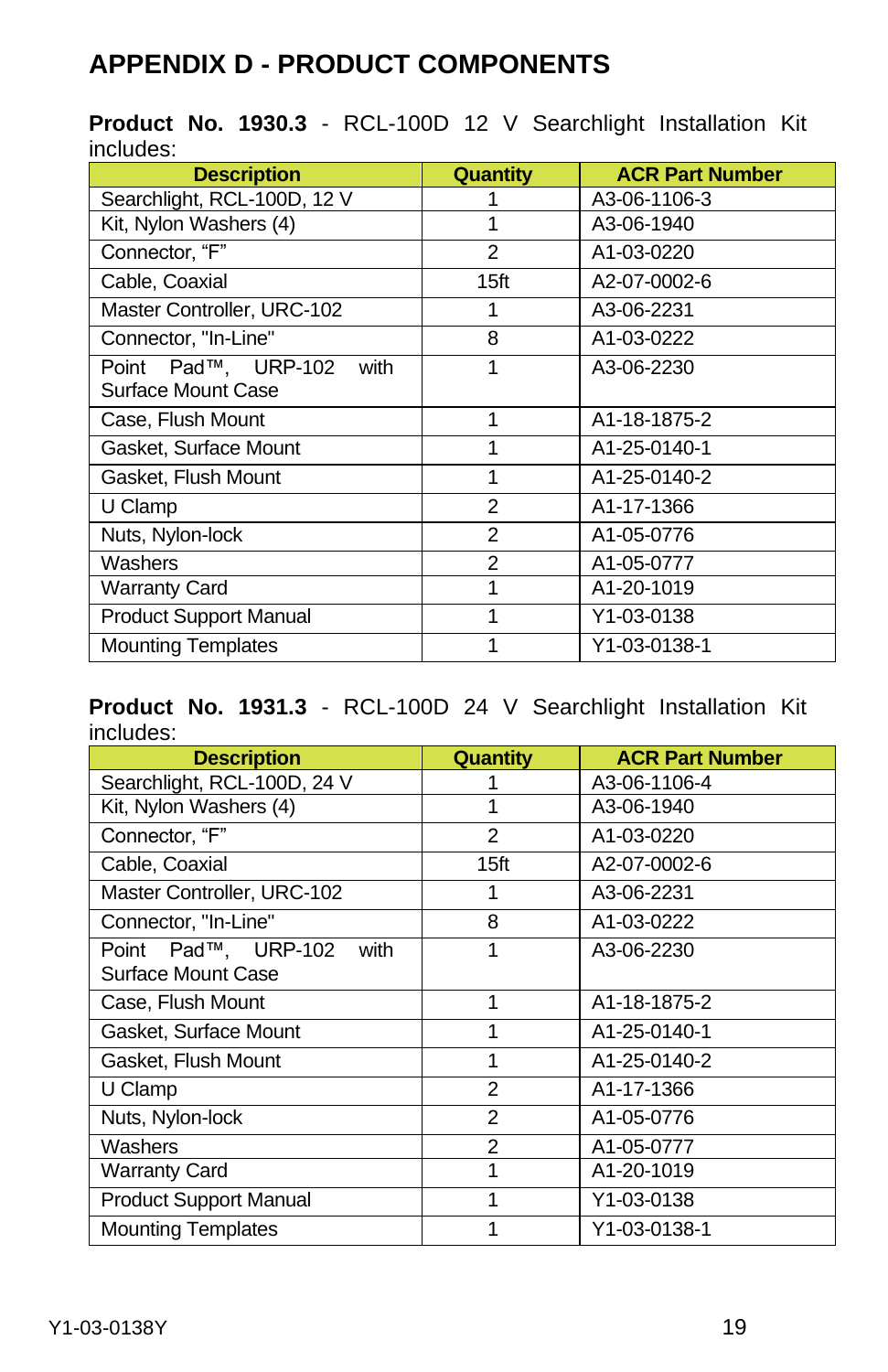# APPENDIX D - PRODUCT COMPONENTS

**Product No. 1930.3** - RCL-100D 12 V Searchlight Installation Kit includes:

| Description | Quantity | ACR Part Number |
|---|---|---|
| Searchlight, RCL-100D, 12 V | 1 | A3-06-1106-3 |
| Kit, Nylon Washers (4) | 1 | A3-06-1940 |
| Connector, “F” | 2 | A1-03-0220 |
| Cable, Coaxial | 15ft | A2-07-0002-6 |
| Master Controller, URC-102 | 1 | A3-06-2231 |
| Connector, "In-Line" | 8 | A1-03-0222 |
| Point Pad™, URP-102 with Surface Mount Case | 1 | A3-06-2230 |
| Case, Flush Mount | 1 | A1-18-1875-2 |
| Gasket, Surface Mount | 1 | A1-25-0140-1 |
| Gasket, Flush Mount | 1 | A1-25-0140-2 |
| U Clamp | 2 | A1-17-1366 |
| Nuts, Nylon-lock | 2 | A1-05-0776 |
| Washers | 2 | A1-05-0777 |
| Warranty Card | 1 | A1-20-1019 |
| Product Support Manual | 1 | Y1-03-0138 |
| Mounting Templates | 1 | Y1-03-0138-1 |

**Product No. 1931.3** - RCL-100D 24 V Searchlight Installation Kit includes:

| Description | Quantity | ACR Part Number |
|---|---|---|
| Searchlight, RCL-100D, 24 V | 1 | A3-06-1106-4 |
| Kit, Nylon Washers (4) | 1 | A3-06-1940 |
| Connector, “F” | 2 | A1-03-0220 |
| Cable, Coaxial | 15ft | A2-07-0002-6 |
| Master Controller, URC-102 | 1 | A3-06-2231 |
| Connector, "In-Line" | 8 | A1-03-0222 |
| Point Pad™, URP-102 with Surface Mount Case | 1 | A3-06-2230 |
| Case, Flush Mount | 1 | A1-18-1875-2 |
| Gasket, Surface Mount | 1 | A1-25-0140-1 |
| Gasket, Flush Mount | 1 | A1-25-0140-2 |
| U Clamp | 2 | A1-17-1366 |
| Nuts, Nylon-lock | 2 | A1-05-0776 |
| Washers | 2 | A1-05-0777 |
| Warranty Card | 1 | A1-20-1019 |
| Product Support Manual | 1 | Y1-03-0138 |
| Mounting Templates | 1 | Y1-03-0138-1 |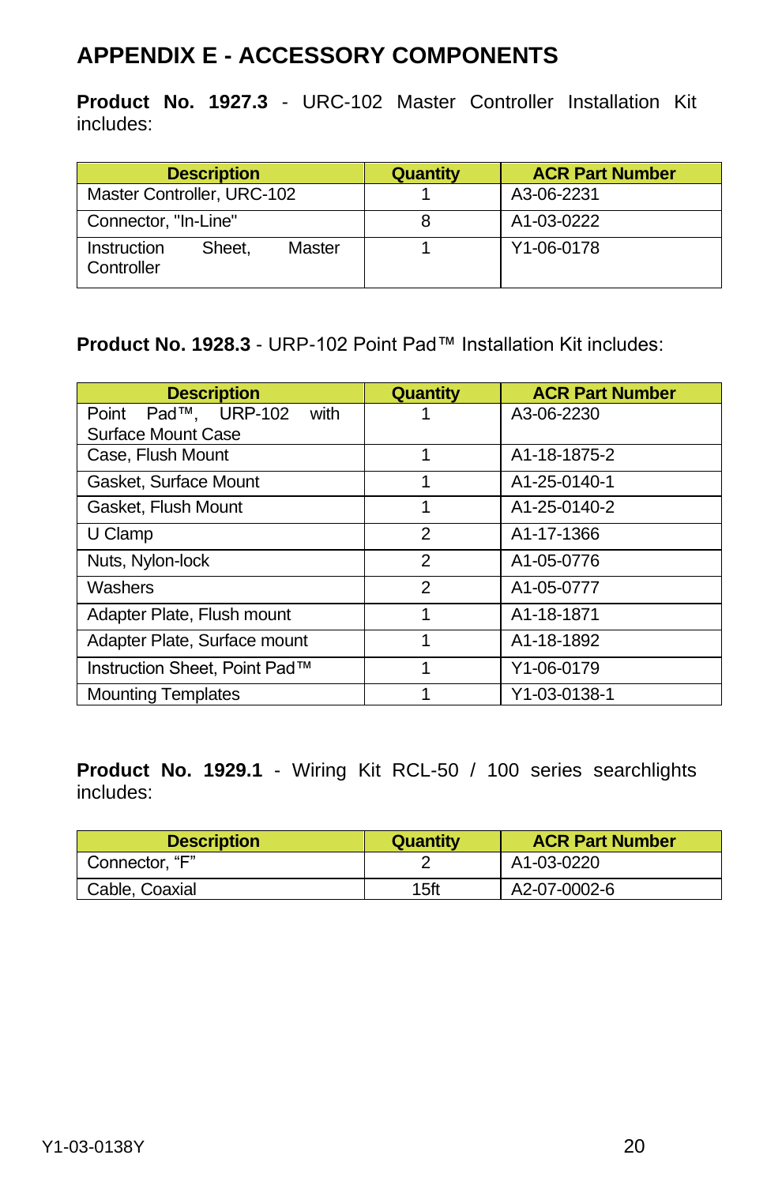# APPENDIX E - ACCESSORY COMPONENTS

**Product No. 1927.3** - URC-102 Master Controller Installation Kit includes:

| Description | Quantity | ACR Part Number |
|---|---|---|
| Master Controller, URC-102 | 1 | A3-06-2231 |
| Connector, "In-Line" | 8 | A1-03-0222 |
| Instruction Sheet, Master Controller | 1 | Y1-06-0178 |

**Product No. 1928.3** - URP-102 Point Pad™ Installation Kit includes:

| Description | Quantity | ACR Part Number |
|---|---|---|
| Point Pad™, URP-102 with Surface Mount Case | 1 | A3-06-2230 |
| Case, Flush Mount | 1 | A1-18-1875-2 |
| Gasket, Surface Mount | 1 | A1-25-0140-1 |
| Gasket, Flush Mount | 1 | A1-25-0140-2 |
| U Clamp | 2 | A1-17-1366 |
| Nuts, Nylon-lock | 2 | A1-05-0776 |
| Washers | 2 | A1-05-0777 |
| Adapter Plate, Flush mount | 1 | A1-18-1871 |
| Adapter Plate, Surface mount | 1 | A1-18-1892 |
| Instruction Sheet, Point Pad™ | 1 | Y1-06-0179 |
| Mounting Templates | 1 | Y1-03-0138-1 |

**Product No. 1929.1** - Wiring Kit RCL-50 / 100 series searchlights includes:

| Description | Quantity | ACR Part Number |
|---|---|---|
| Connector, “F” | 2 | A1-03-0220 |
| Cable, Coaxial | 15ft | A2-07-0002-6 |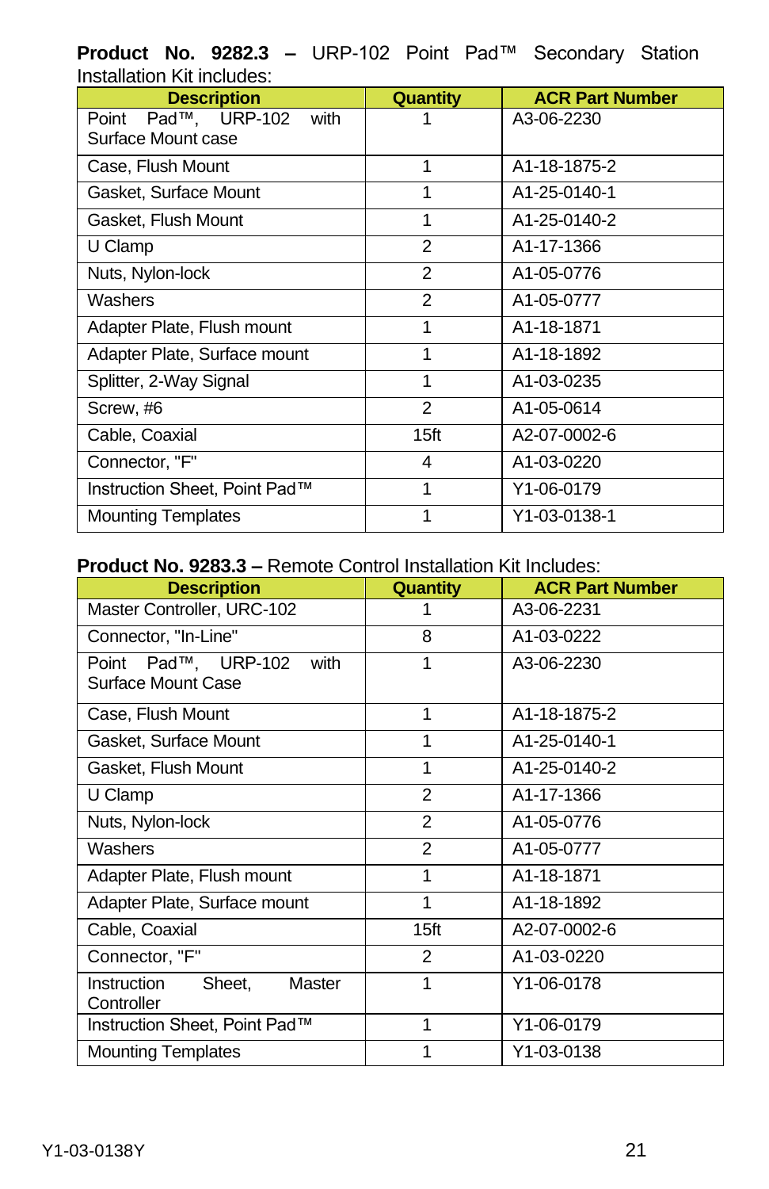**Product No. 9282.3 –** URP-102 Point Pad™ Secondary Station Installation Kit includes:

| Description | Quantity | ACR Part Number |
|---|---|---|
| Point Pad™, URP-102 with Surface Mount case | 1 | A3-06-2230 |
| Case, Flush Mount | 1 | A1-18-1875-2 |
| Gasket, Surface Mount | 1 | A1-25-0140-1 |
| Gasket, Flush Mount | 1 | A1-25-0140-2 |
| U Clamp | 2 | A1-17-1366 |
| Nuts, Nylon-lock | 2 | A1-05-0776 |
| Washers | 2 | A1-05-0777 |
| Adapter Plate, Flush mount | 1 | A1-18-1871 |
| Adapter Plate, Surface mount | 1 | A1-18-1892 |
| Splitter, 2-Way Signal | 1 | A1-03-0235 |
| Screw, #6 | 2 | A1-05-0614 |
| Cable, Coaxial | 15ft | A2-07-0002-6 |
| Connector, "F" | 4 | A1-03-0220 |
| Instruction Sheet, Point Pad™ | 1 | Y1-06-0179 |
| Mounting Templates | 1 | Y1-03-0138-1 |

**Product No. 9283.3 –** Remote Control Installation Kit Includes:

| Description | Quantity | ACR Part Number |
|---|---|---|
| Master Controller, URC-102 | 1 | A3-06-2231 |
| Connector, "In-Line" | 8 | A1-03-0222 |
| Point Pad™, URP-102 with Surface Mount Case | 1 | A3-06-2230 |
| Case, Flush Mount | 1 | A1-18-1875-2 |
| Gasket, Surface Mount | 1 | A1-25-0140-1 |
| Gasket, Flush Mount | 1 | A1-25-0140-2 |
| U Clamp | 2 | A1-17-1366 |
| Nuts, Nylon-lock | 2 | A1-05-0776 |
| Washers | 2 | A1-05-0777 |
| Adapter Plate, Flush mount | 1 | A1-18-1871 |
| Adapter Plate, Surface mount | 1 | A1-18-1892 |
| Cable, Coaxial | 15ft | A2-07-0002-6 |
| Connector, "F" | 2 | A1-03-0220 |
| Instruction Sheet, Master Controller | 1 | Y1-06-0178 |
| Instruction Sheet, Point Pad™ | 1 | Y1-06-0179 |
| Mounting Templates | 1 | Y1-03-0138 |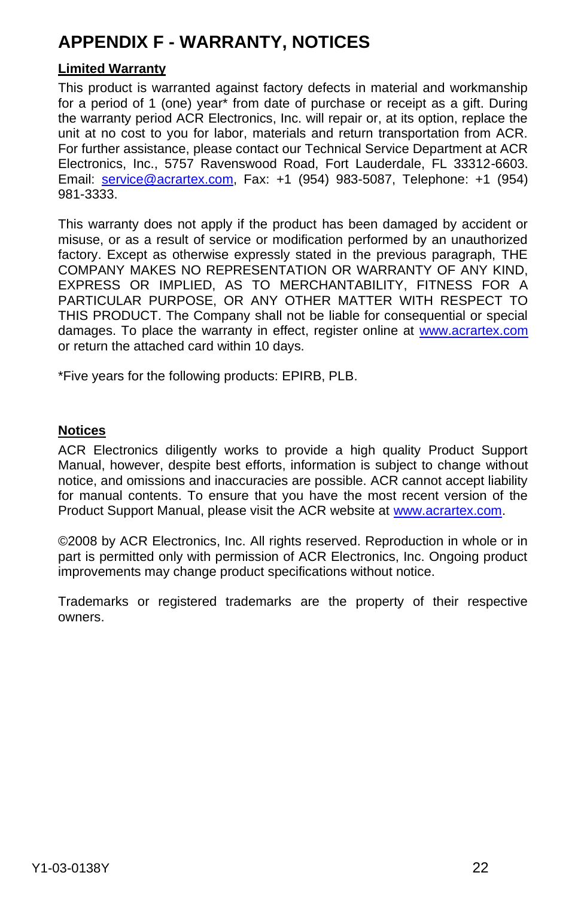# APPENDIX F - WARRANTY, NOTICES

**Limited Warranty**

This product is warranted against factory defects in material and workmanship for a period of 1 (one) year* from date of purchase or receipt as a gift. During the warranty period ACR Electronics, Inc. will repair or, at its option, replace the unit at no cost to you for labor, materials and return transportation from ACR. For further assistance, please contact our Technical Service Department at ACR Electronics, Inc., 5757 Ravenswood Road, Fort Lauderdale, FL 33312-6603. Email: service@acrartex.com, Fax: +1 (954) 983-5087, Telephone: +1 (954) 981-3333.

This warranty does not apply if the product has been damaged by accident or misuse, or as a result of service or modification performed by an unauthorized factory. Except as otherwise expressly stated in the previous paragraph, THE COMPANY MAKES NO REPRESENTATION OR WARRANTY OF ANY KIND, EXPRESS OR IMPLIED, AS TO MERCHANTABILITY, FITNESS FOR A PARTICULAR PURPOSE, OR ANY OTHER MATTER WITH RESPECT TO THIS PRODUCT. The Company shall not be liable for consequential or special damages. To place the warranty in effect, register online at www.acrartex.com or return the attached card within 10 days.

*Five years for the following products: EPIRB, PLB.

**Notices**

ACR Electronics diligently works to provide a high quality Product Support Manual, however, despite best efforts, information is subject to change without notice, and omissions and inaccuracies are possible. ACR cannot accept liability for manual contents. To ensure that you have the most recent version of the Product Support Manual, please visit the ACR website at www.acrartex.com.

©2008 by ACR Electronics, Inc. All rights reserved. Reproduction in whole or in part is permitted only with permission of ACR Electronics, Inc. Ongoing product improvements may change product specifications without notice.

Trademarks or registered trademarks are the property of their respective owners.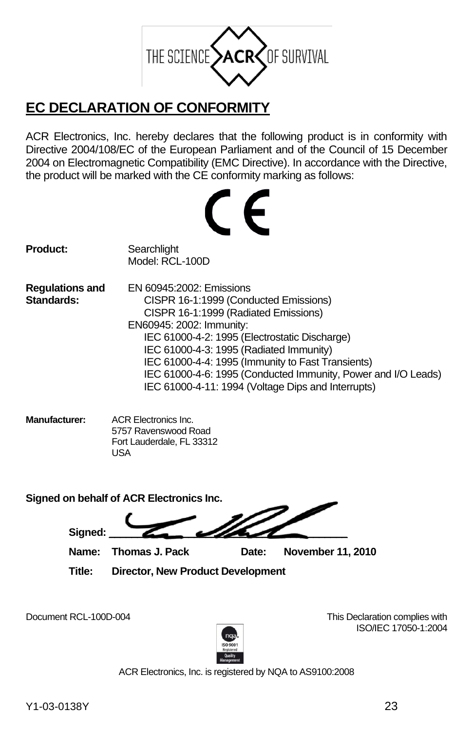THE SCIENCE ACR OF SURVIVAL

# EC DECLARATION OF CONFORMITY

ACR Electronics, Inc. hereby declares that the following product is in conformity with Directive 2004/108/EC of the European Parliament and of the Council of 15 December 2004 on Electromagnetic Compatibility (EMC Directive). In accordance with the Directive, the product will be marked with the CE conformity marking as follows:

CE

**Product:** Searchlight
Model: RCL-100D

**Regulations and Standards:**
EN 60945:2002: Emissions
- CISPR 16-1:1999 (Conducted Emissions)
- CISPR 16-1:1999 (Radiated Emissions)

EN60945: 2002: Immunity:
- IEC 61000-4-2: 1995 (Electrostatic Discharge)
- IEC 61000-4-3: 1995 (Radiated Immunity)
- IEC 61000-4-4: 1995 (Immunity to Fast Transients)
- IEC 61000-4-6: 1995 (Conducted Immunity, Power and I/O Leads)
- IEC 61000-4-11: 1994 (Voltage Dips and Interrupts)

**Manufacturer:** ACR Electronics Inc.
5757 Ravenswood Road
Fort Lauderdale, FL 33312
USA

**Signed on behalf of ACR Electronics Inc.**

**Signed:** ______________________

**Name: Thomas J. Pack** **Date: November 11, 2010**

**Title: Director, New Product Development**

Document RCL-100D-004

This Declaration complies with ISO/IEC 17050-1:2004

ACR Electronics, Inc. is registered by NQA to AS9100:2008

Y1-03-0138Y